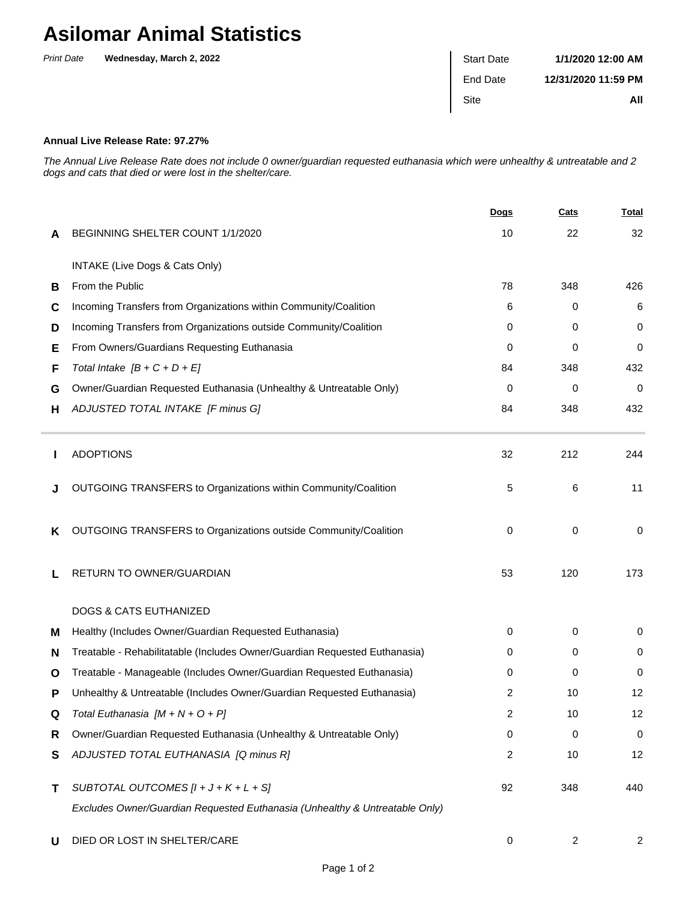# Asilomar Animal Statistics

*Print Date* **Wednesday, March 2, 2022**

| | |
|---|---|
| Start Date | **1/1/2020 12:00 AM** |
| End Date | **12/31/2020 11:59 PM** |
| Site | **All** |

**Annual Live Release Rate: 97.27%**

*The Annual Live Release Rate does not include 0 owner/guardian requested euthanasia which were unhealthy & untreatable and 2 dogs and cats that died or were lost in the shelter/care.*

| | | Dogs | Cats | Total |
|---|---|---|---|---|
| **A** | BEGINNING SHELTER COUNT 1/1/2020 | 10 | 22 | 32 |
| | INTAKE (Live Dogs & Cats Only) | | | |
| **B** | From the Public | 78 | 348 | 426 |
| **C** | Incoming Transfers from Organizations within Community/Coalition | 6 | 0 | 6 |
| **D** | Incoming Transfers from Organizations outside Community/Coalition | 0 | 0 | 0 |
| **E** | From Owners/Guardians Requesting Euthanasia | 0 | 0 | 0 |
| **F** | *Total Intake [B + C + D + E]* | 84 | 348 | 432 |
| **G** | Owner/Guardian Requested Euthanasia (Unhealthy & Untreatable Only) | 0 | 0 | 0 |
| **H** | *ADJUSTED TOTAL INTAKE [F minus G]* | 84 | 348 | 432 |
| **I** | ADOPTIONS | 32 | 212 | 244 |
| **J** | OUTGOING TRANSFERS to Organizations within Community/Coalition | 5 | 6 | 11 |
| **K** | OUTGOING TRANSFERS to Organizations outside Community/Coalition | 0 | 0 | 0 |
| **L** | RETURN TO OWNER/GUARDIAN | 53 | 120 | 173 |
| | DOGS & CATS EUTHANIZED | | | |
| **M** | Healthy (Includes Owner/Guardian Requested Euthanasia) | 0 | 0 | 0 |
| **N** | Treatable - Rehabilitatable (Includes Owner/Guardian Requested Euthanasia) | 0 | 0 | 0 |
| **O** | Treatable - Manageable (Includes Owner/Guardian Requested Euthanasia) | 0 | 0 | 0 |
| **P** | Unhealthy & Untreatable (Includes Owner/Guardian Requested Euthanasia) | 2 | 10 | 12 |
| **Q** | *Total Euthanasia [M + N + O + P]* | 2 | 10 | 12 |
| **R** | Owner/Guardian Requested Euthanasia (Unhealthy & Untreatable Only) | 0 | 0 | 0 |
| **S** | *ADJUSTED TOTAL EUTHANASIA [Q minus R]* | 2 | 10 | 12 |
| **T** | *SUBTOTAL OUTCOMES [I + J + K + L + S]*<br>*Excludes Owner/Guardian Requested Euthanasia (Unhealthy & Untreatable Only)* | 92 | 348 | 440 |
| **U** | DIED OR LOST IN SHELTER/CARE | 0 | 2 | 2 |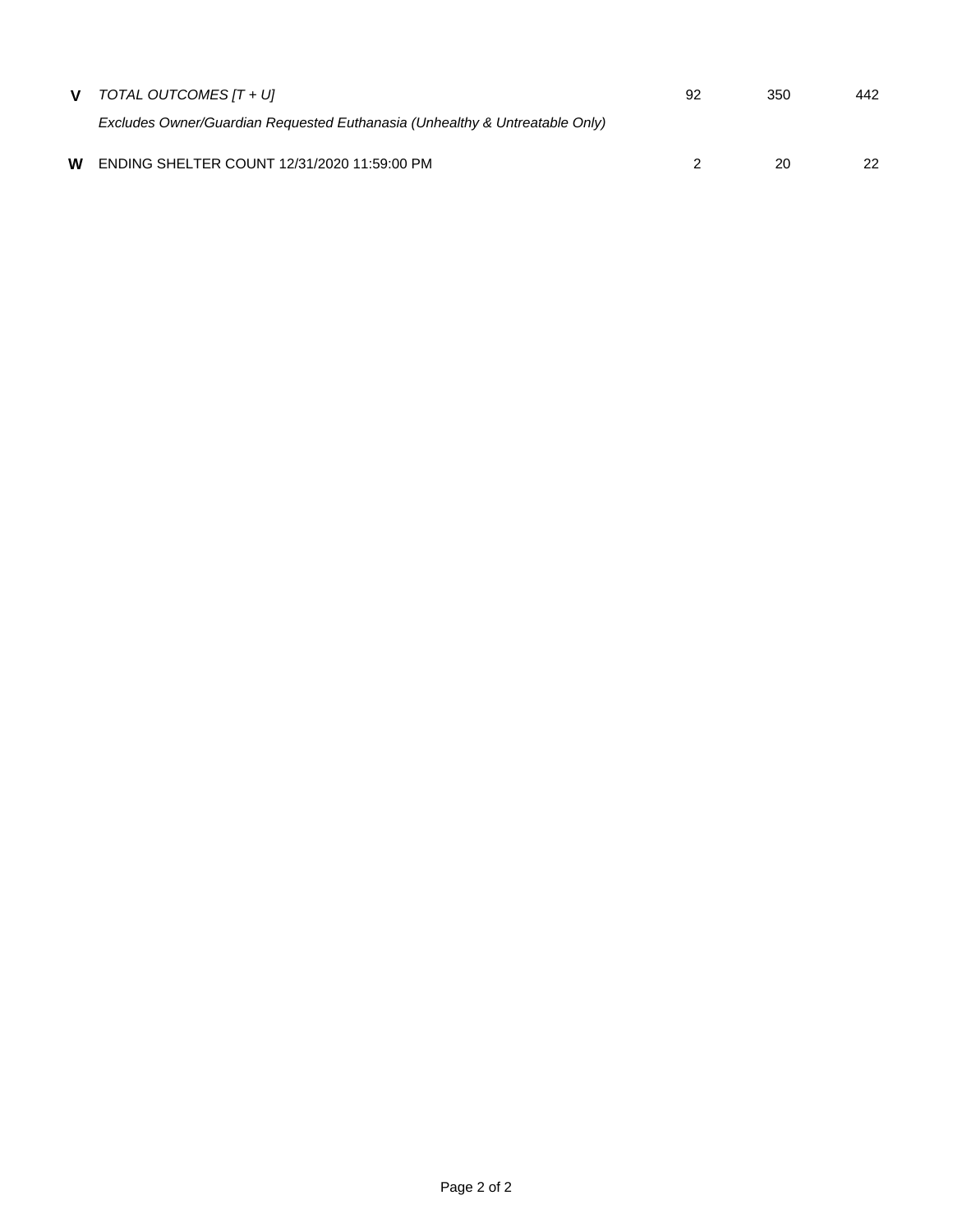| | | | | |
|---|---|---|---|---|
| **V** | *TOTAL OUTCOMES [T + U]* | 92 | 350 | 442 |
| | *Excludes Owner/Guardian Requested Euthanasia (Unhealthy & Untreatable Only)* | | | |
| **W** | ENDING SHELTER COUNT 12/31/2020 11:59:00 PM | 2 | 20 | 22 |